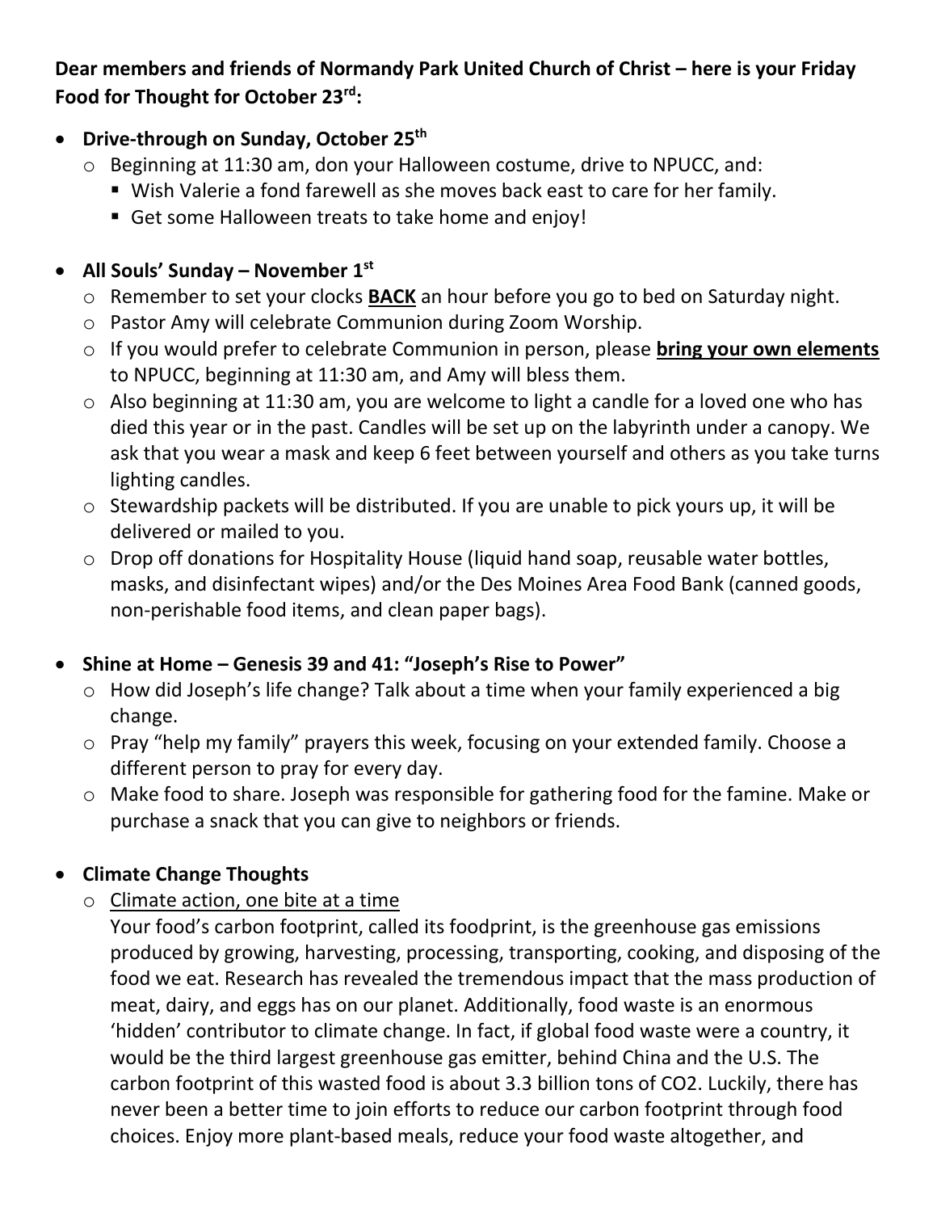**Dear members and friends of Normandy Park United Church of Christ – here is your Friday Food for Thought for October 23rd:**

- **Drive-through on Sunday, October 25th**
  - Beginning at 11:30 am, don your Halloween costume, drive to NPUCC, and:
    - Wish Valerie a fond farewell as she moves back east to care for her family.
    - Get some Halloween treats to take home and enjoy!

- **All Souls' Sunday – November 1st**
  - Remember to set your clocks **BACK** an hour before you go to bed on Saturday night.
  - Pastor Amy will celebrate Communion during Zoom Worship.
  - If you would prefer to celebrate Communion in person, please **bring your own elements** to NPUCC, beginning at 11:30 am, and Amy will bless them.
  - Also beginning at 11:30 am, you are welcome to light a candle for a loved one who has died this year or in the past. Candles will be set up on the labyrinth under a canopy. We ask that you wear a mask and keep 6 feet between yourself and others as you take turns lighting candles.
  - Stewardship packets will be distributed. If you are unable to pick yours up, it will be delivered or mailed to you.
  - Drop off donations for Hospitality House (liquid hand soap, reusable water bottles, masks, and disinfectant wipes) and/or the Des Moines Area Food Bank (canned goods, non-perishable food items, and clean paper bags).

- **Shine at Home – Genesis 39 and 41: "Joseph's Rise to Power"**
  - How did Joseph's life change? Talk about a time when your family experienced a big change.
  - Pray "help my family" prayers this week, focusing on your extended family. Choose a different person to pray for every day.
  - Make food to share. Joseph was responsible for gathering food for the famine. Make or purchase a snack that you can give to neighbors or friends.

- **Climate Change Thoughts**
  - Climate action, one bite at a time

    Your food's carbon footprint, called its foodprint, is the greenhouse gas emissions produced by growing, harvesting, processing, transporting, cooking, and disposing of the food we eat. Research has revealed the tremendous impact that the mass production of meat, dairy, and eggs has on our planet. Additionally, food waste is an enormous 'hidden' contributor to climate change. In fact, if global food waste were a country, it would be the third largest greenhouse gas emitter, behind China and the U.S. The carbon footprint of this wasted food is about 3.3 billion tons of $CO_2$. Luckily, there has never been a better time to join efforts to reduce our carbon footprint through food choices. Enjoy more plant-based meals, reduce your food waste altogether, and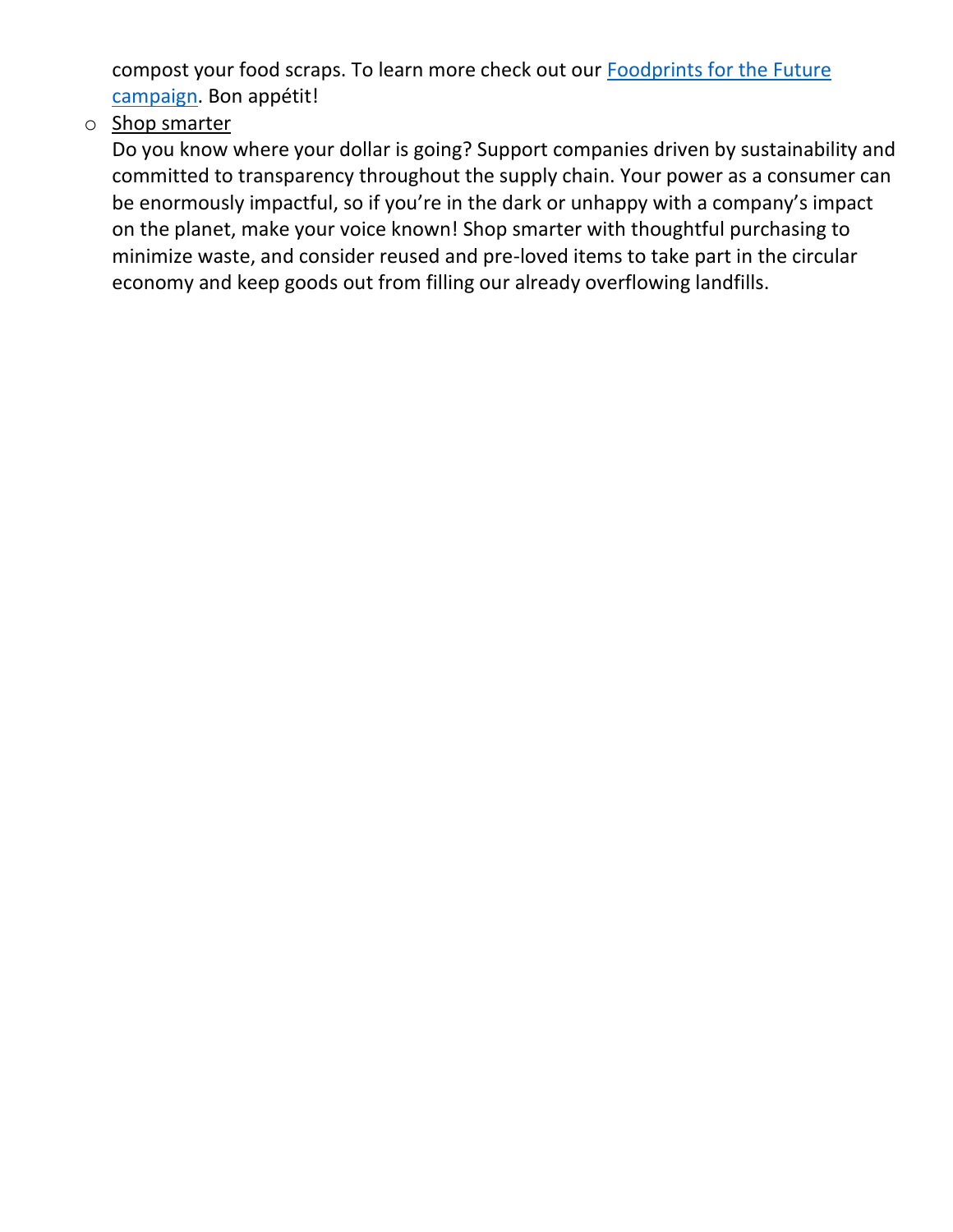compost your food scraps. To learn more check out our [Foodprints for the Future campaign](). Bon appétit!

- Shop smarter

  Do you know where your dollar is going? Support companies driven by sustainability and committed to transparency throughout the supply chain. Your power as a consumer can be enormously impactful, so if you're in the dark or unhappy with a company's impact on the planet, make your voice known! Shop smarter with thoughtful purchasing to minimize waste, and consider reused and pre-loved items to take part in the circular economy and keep goods out from filling our already overflowing landfills.